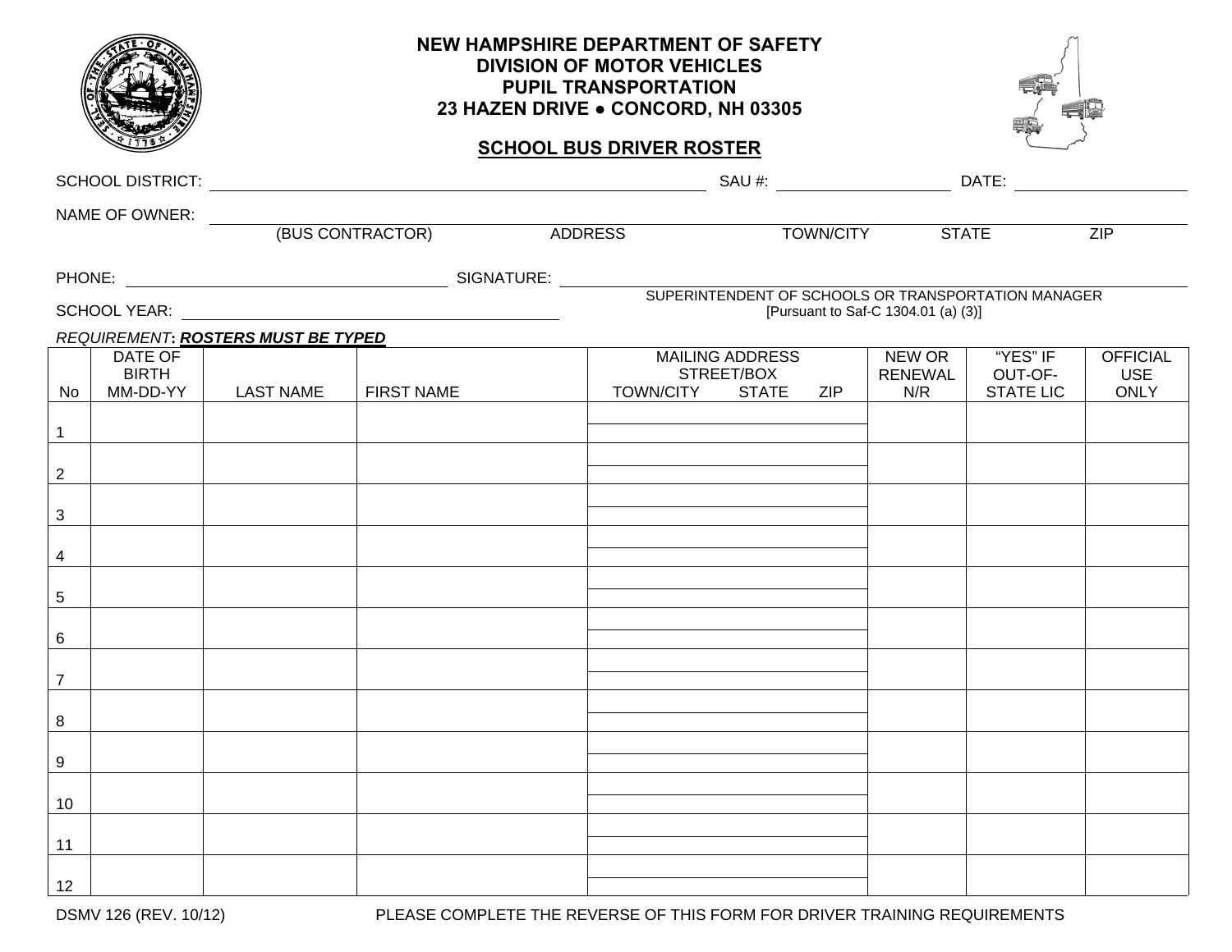# NEW HAMPSHIRE DEPARTMENT OF SAFETY
## DIVISION OF MOTOR VEHICLES
## PUPIL TRANSPORTATION
## 23 HAZEN DRIVE ● CONCORD, NH 03305

## SCHOOL BUS DRIVER ROSTER

SCHOOL DISTRICT: ______________________________ SAU #: ______________ DATE: ______________

NAME OF OWNER: ____________________________________________________________
(BUS CONTRACTOR) ADDRESS TOWN/CITY STATE ZIP

PHONE: ______________________ SIGNATURE: ____________________________________________
SUPERINTENDENT OF SCHOOLS OR TRANSPORTATION MANAGER
[Pursuant to Saf-C 1304.01 (a) (3)]

SCHOOL YEAR: ______________________

*REQUIREMENT***:** ***ROSTERS MUST BE TYPED***

| No | DATE OF BIRTH MM-DD-YY | LAST NAME | FIRST NAME | MAILING ADDRESS STREET/BOX TOWN/CITY STATE ZIP | NEW OR RENEWAL N/R | "YES" IF OUT-OF-STATE LIC | OFFICIAL USE ONLY |
|---|---|---|---|---|---|---|---|
| 1 | | | | | | | |
| 2 | | | | | | | |
| 3 | | | | | | | |
| 4 | | | | | | | |
| 5 | | | | | | | |
| 6 | | | | | | | |
| 7 | | | | | | | |
| 8 | | | | | | | |
| 9 | | | | | | | |
| 10 | | | | | | | |
| 11 | | | | | | | |
| 12 | | | | | | | |

DSMV 126 (REV. 10/12) PLEASE COMPLETE THE REVERSE OF THIS FORM FOR DRIVER TRAINING REQUIREMENTS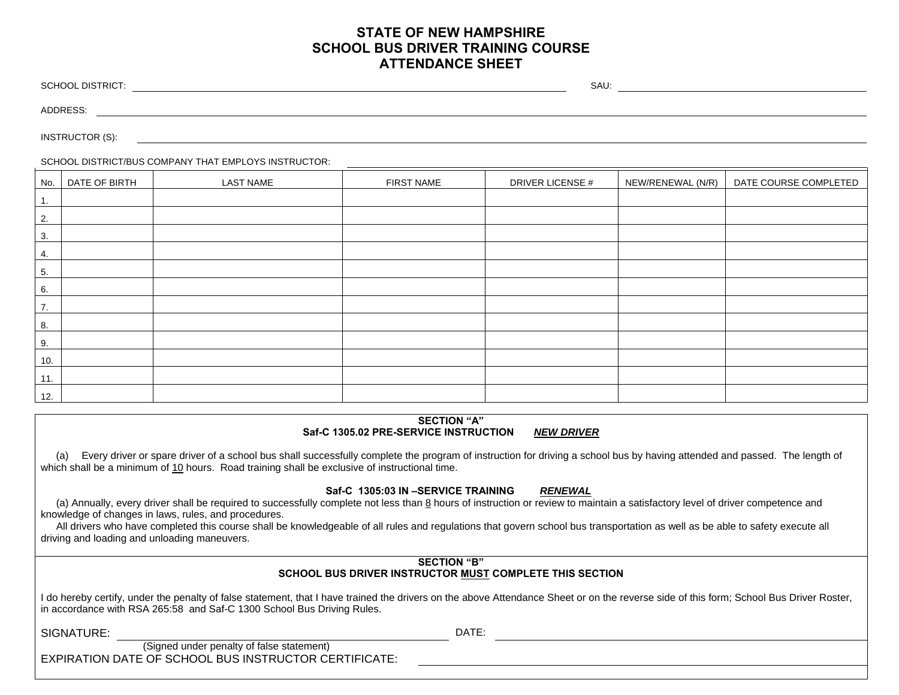# STATE OF NEW HAMPSHIRE
# SCHOOL BUS DRIVER TRAINING COURSE
# ATTENDANCE SHEET

SCHOOL DISTRICT: ______________________________ SAU: ______________________________

ADDRESS: ______________________________

INSTRUCTOR (S): ______________________________

SCHOOL DISTRICT/BUS COMPANY THAT EMPLOYS INSTRUCTOR: ______________________________

| No. | DATE OF BIRTH | LAST NAME | FIRST NAME | DRIVER LICENSE # | NEW/RENEWAL (N/R) | DATE COURSE COMPLETED |
|---|---|---|---|---|---|---|
| 1. | | | | | | |
| 2. | | | | | | |
| 3. | | | | | | |
| 4. | | | | | | |
| 5. | | | | | | |
| 6. | | | | | | |
| 7. | | | | | | |
| 8. | | | | | | |
| 9. | | | | | | |
| 10. | | | | | | |
| 11. | | | | | | |
| 12. | | | | | | |

**SECTION "A"**

**Saf-C 1305.02 PRE-SERVICE INSTRUCTION** ***NEW DRIVER***

(a) Every driver or spare driver of a school bus shall successfully complete the program of instruction for driving a school bus by having attended and passed. The length of which shall be a minimum of 10 hours. Road training shall be exclusive of instructional time.

**Saf-C 1305:03 IN –SERVICE TRAINING** ***RENEWAL***

(a) Annually, every driver shall be required to successfully complete not less than 8 hours of instruction or review to maintain a satisfactory level of driver competence and knowledge of changes in laws, rules, and procedures.

All drivers who have completed this course shall be knowledgeable of all rules and regulations that govern school bus transportation as well as be able to safety execute all driving and loading and unloading maneuvers.

**SECTION "B"**

**SCHOOL BUS DRIVER INSTRUCTOR MUST COMPLETE THIS SECTION**

I do hereby certify, under the penalty of false statement, that I have trained the drivers on the above Attendance Sheet or on the reverse side of this form; School Bus Driver Roster, in accordance with RSA 265:58 and Saf-C 1300 School Bus Driving Rules.

SIGNATURE: ______________________________ DATE: ______________________________

(Signed under penalty of false statement)

EXPIRATION DATE OF SCHOOL BUS INSTRUCTOR CERTIFICATE: ______________________________